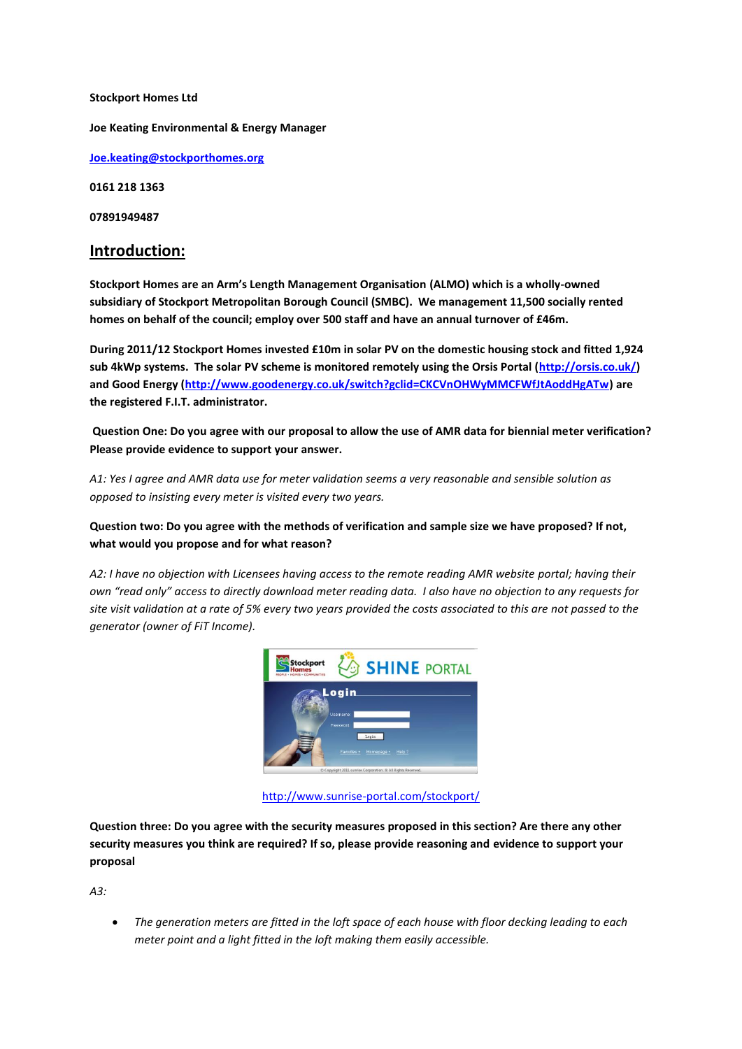**Stockport Homes Ltd**

**Joe Keating Environmental & Energy Manager**

**[Joe.keating@stockporthomes.org](mailto:Joe.keating@stockporthomes.org)**

**0161 218 1363**

**07891949487**

## Introduction:

**Stockport Homes are an Arm's Length Management Organisation (ALMO) which is a wholly-owned subsidiary of Stockport Metropolitan Borough Council (SMBC). We management 11,500 socially rented homes on behalf of the council; employ over 500 staff and have an annual turnover of £46m.**

**During 2011/12 Stockport Homes invested £10m in solar PV on the domestic housing stock and fitted 1,924 sub 4kWp systems. The solar PV scheme is monitored remotely using the Orsis Portal ([http://orsis.co.uk/](http://orsis.co.uk/)) and Good Energy ([http://www.goodenergy.co.uk/switch?gclid=CKCVnOHWyMMCFWfJtAoddHgATw](http://www.goodenergy.co.uk/switch?gclid=CKCVnOHWyMMCFWfJtAoddHgATw)) are the registered F.I.T. administrator.**

**Question One: Do you agree with our proposal to allow the use of AMR data for biennial meter verification? Please provide evidence to support your answer.**

*A1: Yes I agree and AMR data use for meter validation seems a very reasonable and sensible solution as opposed to insisting every meter is visited every two years.*

**Question two: Do you agree with the methods of verification and sample size we have proposed? If not, what would you propose and for what reason?**

*A2: I have no objection with Licensees having access to the remote reading AMR website portal; having their own "read only" access to directly download meter reading data. I also have no objection to any requests for site visit validation at a rate of 5% every two years provided the costs associated to this are not passed to the generator (owner of FiT Income).*

[http://www.sunrise-portal.com/stockport/](http://www.sunrise-portal.com/stockport/)

**Question three: Do you agree with the security measures proposed in this section? Are there any other security measures you think are required? If so, please provide reasoning and evidence to support your proposal**

*A3:*

- *The generation meters are fitted in the loft space of each house with floor decking leading to each meter point and a light fitted in the loft making them easily accessible.*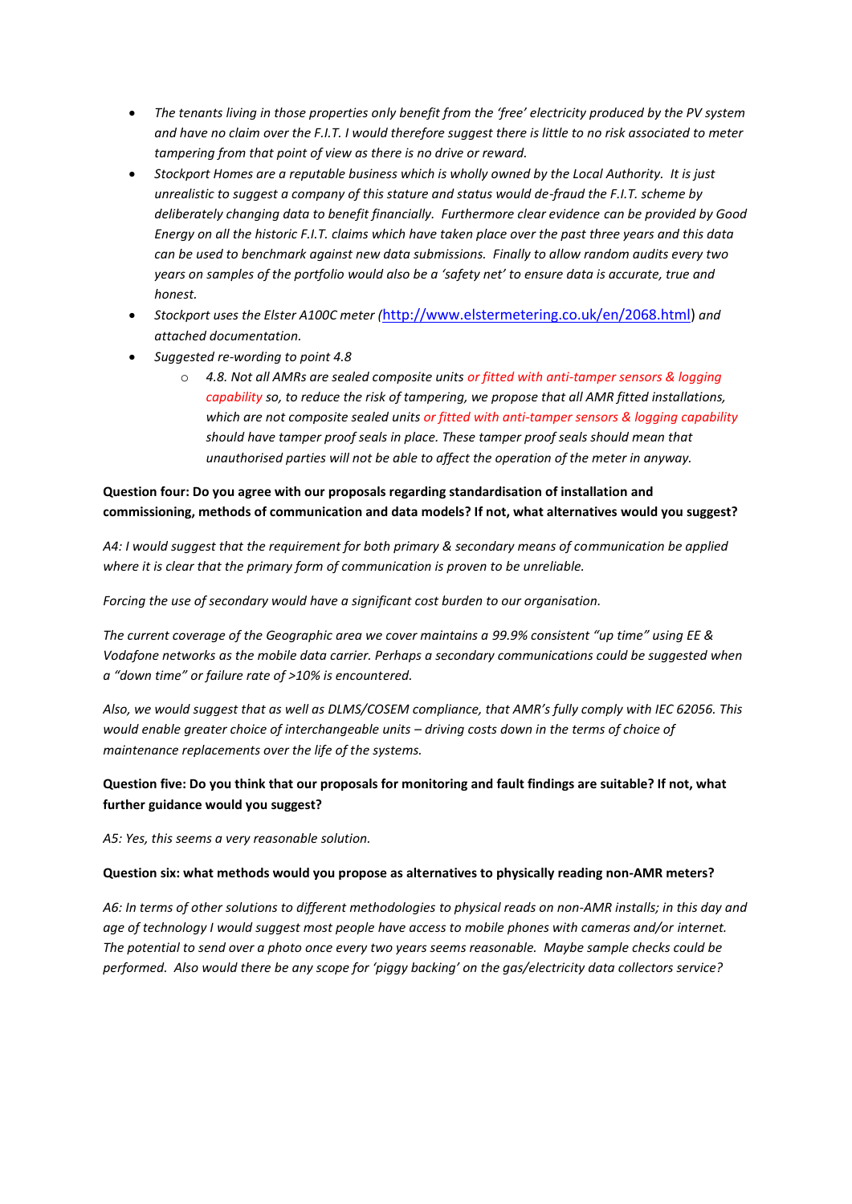- *The tenants living in those properties only benefit from the 'free' electricity produced by the PV system and have no claim over the F.I.T. I would therefore suggest there is little to no risk associated to meter tampering from that point of view as there is no drive or reward.*
- *Stockport Homes are a reputable business which is wholly owned by the Local Authority. It is just unrealistic to suggest a company of this stature and status would de-fraud the F.I.T. scheme by deliberately changing data to benefit financially. Furthermore clear evidence can be provided by Good Energy on all the historic F.I.T. claims which have taken place over the past three years and this data can be used to benchmark against new data submissions. Finally to allow random audits every two years on samples of the portfolio would also be a 'safety net' to ensure data is accurate, true and honest.*
- *Stockport uses the Elster A100C meter (*http://www.elstermetering.co.uk/en/2068.html*) and attached documentation.*
- *Suggested re-wording to point 4.8*
    - *4.8. Not all AMRs are sealed composite units or fitted with anti-tamper sensors & logging capability so, to reduce the risk of tampering, we propose that all AMR fitted installations, which are not composite sealed units or fitted with anti-tamper sensors & logging capability should have tamper proof seals in place. These tamper proof seals should mean that unauthorised parties will not be able to affect the operation of the meter in anyway.*

**Question four: Do you agree with our proposals regarding standardisation of installation and commissioning, methods of communication and data models? If not, what alternatives would you suggest?**

*A4: I would suggest that the requirement for both primary & secondary means of communication be applied where it is clear that the primary form of communication is proven to be unreliable.*

*Forcing the use of secondary would have a significant cost burden to our organisation.*

*The current coverage of the Geographic area we cover maintains a 99.9% consistent "up time" using EE & Vodafone networks as the mobile data carrier. Perhaps a secondary communications could be suggested when a "down time" or failure rate of >10% is encountered.*

*Also, we would suggest that as well as DLMS/COSEM compliance, that AMR's fully comply with IEC 62056. This would enable greater choice of interchangeable units – driving costs down in the terms of choice of maintenance replacements over the life of the systems.*

**Question five: Do you think that our proposals for monitoring and fault findings are suitable? If not, what further guidance would you suggest?**

*A5: Yes, this seems a very reasonable solution.*

**Question six: what methods would you propose as alternatives to physically reading non-AMR meters?**

*A6: In terms of other solutions to different methodologies to physical reads on non-AMR installs; in this day and age of technology I would suggest most people have access to mobile phones with cameras and/or internet. The potential to send over a photo once every two years seems reasonable. Maybe sample checks could be performed. Also would there be any scope for 'piggy backing' on the gas/electricity data collectors service?*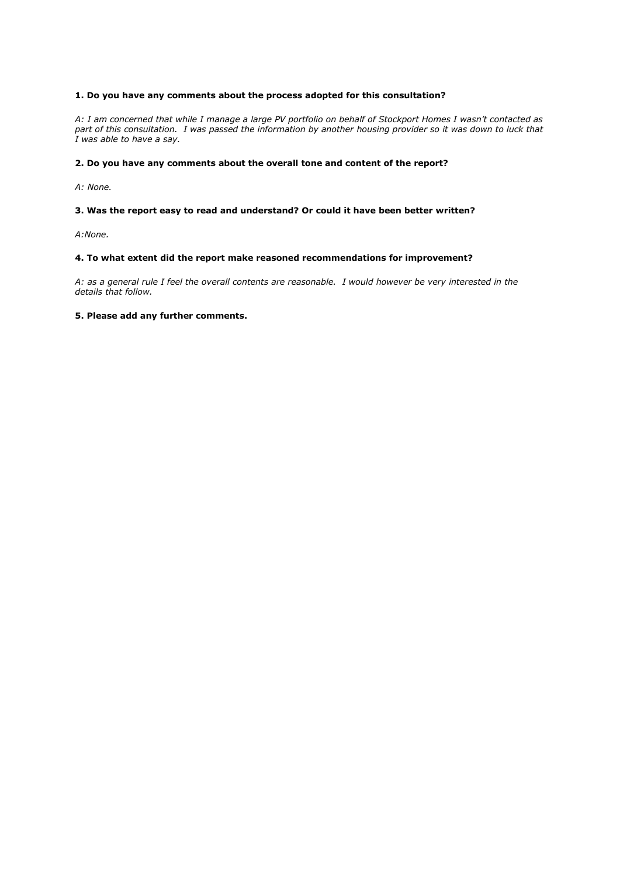**1. Do you have any comments about the process adopted for this consultation?**

*A: I am concerned that while I manage a large PV portfolio on behalf of Stockport Homes I wasn't contacted as part of this consultation. I was passed the information by another housing provider so it was down to luck that I was able to have a say.*

**2. Do you have any comments about the overall tone and content of the report?**

*A: None.*

**3. Was the report easy to read and understand? Or could it have been better written?**

*A:None.*

**4. To what extent did the report make reasoned recommendations for improvement?**

*A: as a general rule I feel the overall contents are reasonable. I would however be very interested in the details that follow.*

**5. Please add any further comments.**